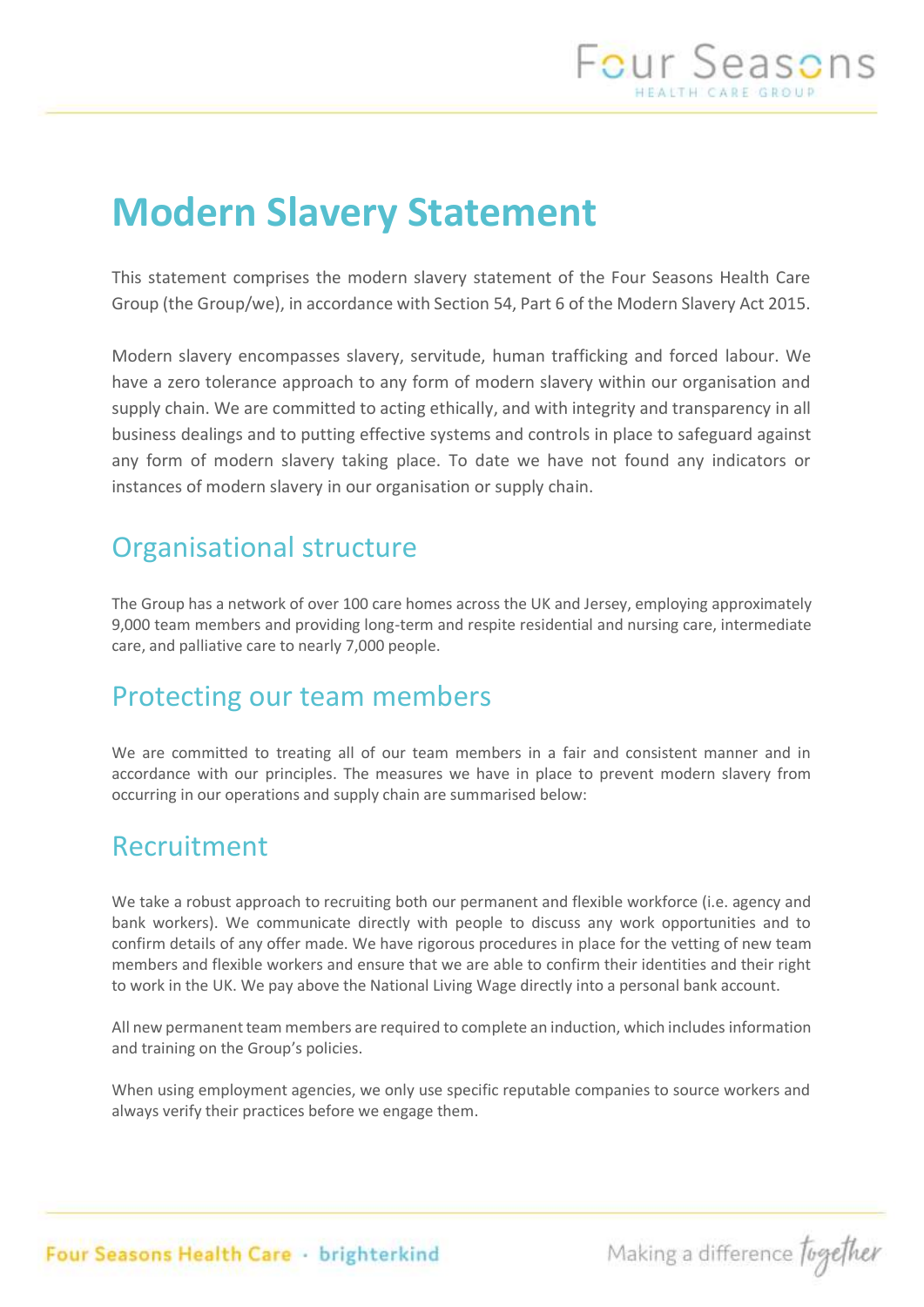# Modern Slavery Statement

This statement comprises the modern slavery statement of the Four Seasons Health Care Group (the Group/we), in accordance with Section 54, Part 6 of the Modern Slavery Act 2015.

Modern slavery encompasses slavery, servitude, human trafficking and forced labour. We have a zero tolerance approach to any form of modern slavery within our organisation and supply chain. We are committed to acting ethically, and with integrity and transparency in all business dealings and to putting effective systems and controls in place to safeguard against any form of modern slavery taking place. To date we have not found any indicators or instances of modern slavery in our organisation or supply chain.

## Organisational structure

The Group has a network of over 100 care homes across the UK and Jersey, employing approximately 9,000 team members and providing long-term and respite residential and nursing care, intermediate care, and palliative care to nearly 7,000 people.

## Protecting our team members

We are committed to treating all of our team members in a fair and consistent manner and in accordance with our principles. The measures we have in place to prevent modern slavery from occurring in our operations and supply chain are summarised below:

## Recruitment

We take a robust approach to recruiting both our permanent and flexible workforce (i.e. agency and bank workers). We communicate directly with people to discuss any work opportunities and to confirm details of any offer made. We have rigorous procedures in place for the vetting of new team members and flexible workers and ensure that we are able to confirm their identities and their right to work in the UK. We pay above the National Living Wage directly into a personal bank account.

All new permanent team members are required to complete an induction, which includes information and training on the Group's policies.

When using employment agencies, we only use specific reputable companies to source workers and always verify their practices before we engage them.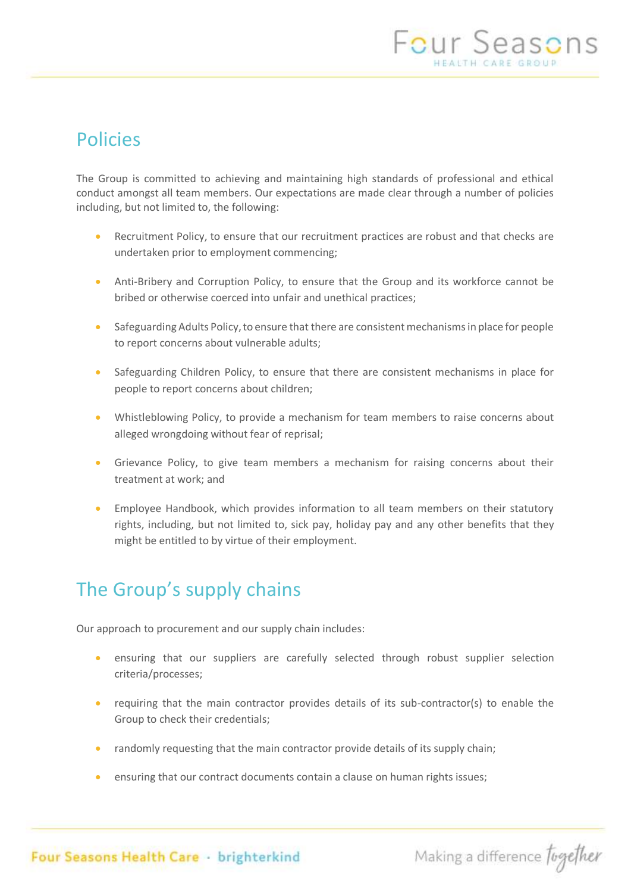## Policies

The Group is committed to achieving and maintaining high standards of professional and ethical conduct amongst all team members. Our expectations are made clear through a number of policies including, but not limited to, the following:

- Recruitment Policy, to ensure that our recruitment practices are robust and that checks are undertaken prior to employment commencing;
- Anti-Bribery and Corruption Policy, to ensure that the Group and its workforce cannot be bribed or otherwise coerced into unfair and unethical practices;
- Safeguarding Adults Policy, to ensure that there are consistent mechanisms in place for people to report concerns about vulnerable adults;
- Safeguarding Children Policy, to ensure that there are consistent mechanisms in place for people to report concerns about children;
- Whistleblowing Policy, to provide a mechanism for team members to raise concerns about alleged wrongdoing without fear of reprisal;
- Grievance Policy, to give team members a mechanism for raising concerns about their treatment at work; and
- Employee Handbook, which provides information to all team members on their statutory rights, including, but not limited to, sick pay, holiday pay and any other benefits that they might be entitled to by virtue of their employment.

## The Group's supply chains

Our approach to procurement and our supply chain includes:

- ensuring that our suppliers are carefully selected through robust supplier selection criteria/processes;
- requiring that the main contractor provides details of its sub-contractor(s) to enable the Group to check their credentials;
- randomly requesting that the main contractor provide details of its supply chain;
- ensuring that our contract documents contain a clause on human rights issues;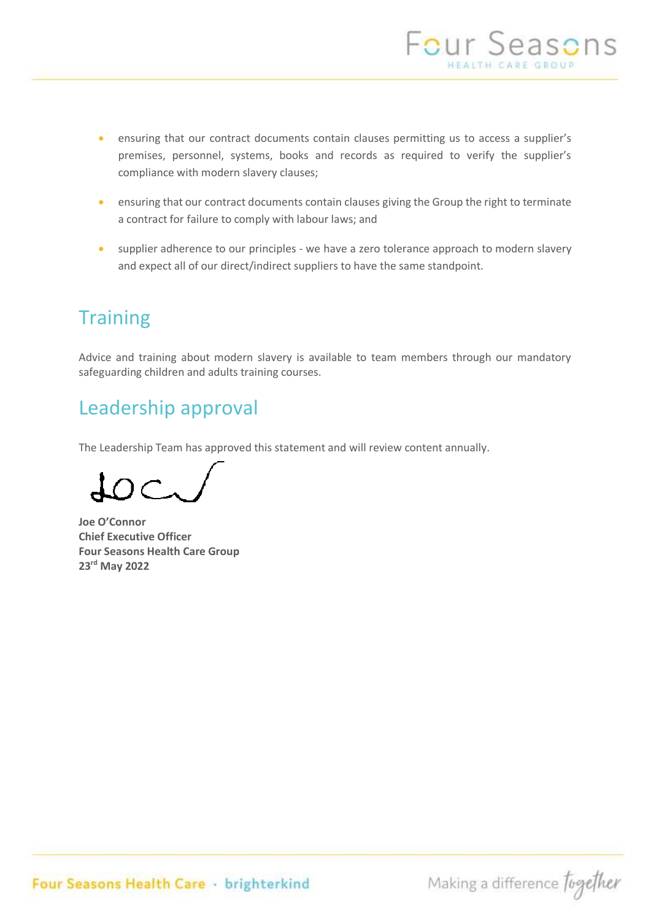- ensuring that our contract documents contain clauses permitting us to access a supplier's premises, personnel, systems, books and records as required to verify the supplier's compliance with modern slavery clauses;
- ensuring that our contract documents contain clauses giving the Group the right to terminate a contract for failure to comply with labour laws; and
- supplier adherence to our principles - we have a zero tolerance approach to modern slavery and expect all of our direct/indirect suppliers to have the same standpoint.

## Training

Advice and training about modern slavery is available to team members through our mandatory safeguarding children and adults training courses.

## Leadership approval

The Leadership Team has approved this statement and will review content annually.

**Joe O'Connor**
**Chief Executive Officer**
**Four Seasons Health Care Group**
**23rd May 2022**